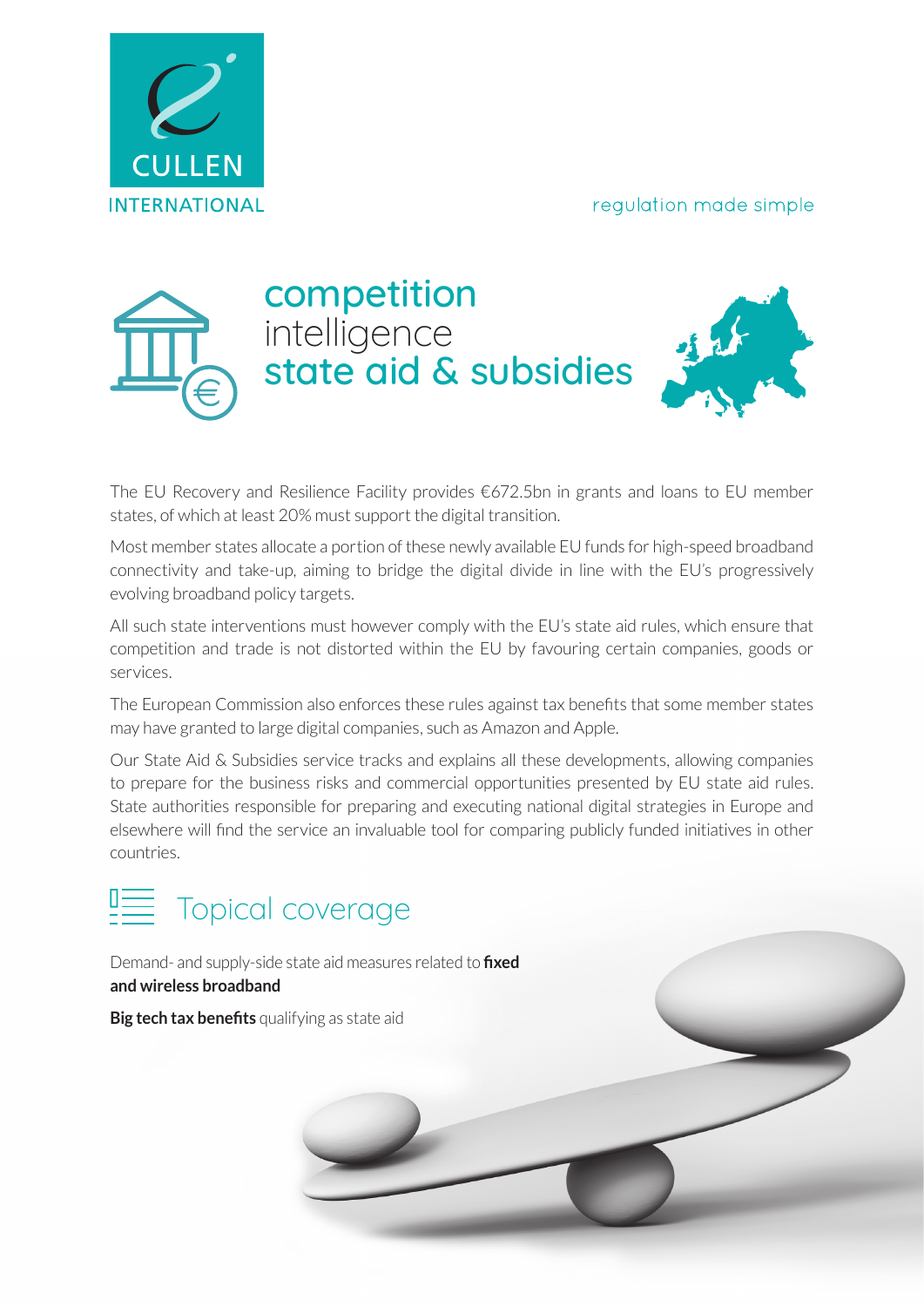CULLEN INTERNATIONAL

regulation made simple

# competition intelligence state aid & subsidies

The EU Recovery and Resilience Facility provides €672.5bn in grants and loans to EU member states, of which at least 20% must support the digital transition.

Most member states allocate a portion of these newly available EU funds for high-speed broadband connectivity and take-up, aiming to bridge the digital divide in line with the EU's progressively evolving broadband policy targets.

All such state interventions must however comply with the EU's state aid rules, which ensure that competition and trade is not distorted within the EU by favouring certain companies, goods or services.

The European Commission also enforces these rules against tax benefits that some member states may have granted to large digital companies, such as Amazon and Apple.

Our State Aid & Subsidies service tracks and explains all these developments, allowing companies to prepare for the business risks and commercial opportunities presented by EU state aid rules. State authorities responsible for preparing and executing national digital strategies in Europe and elsewhere will find the service an invaluable tool for comparing publicly funded initiatives in other countries.

## Topical coverage

Demand- and supply-side state aid measures related to **fixed and wireless broadband**

**Big tech tax benefits** qualifying as state aid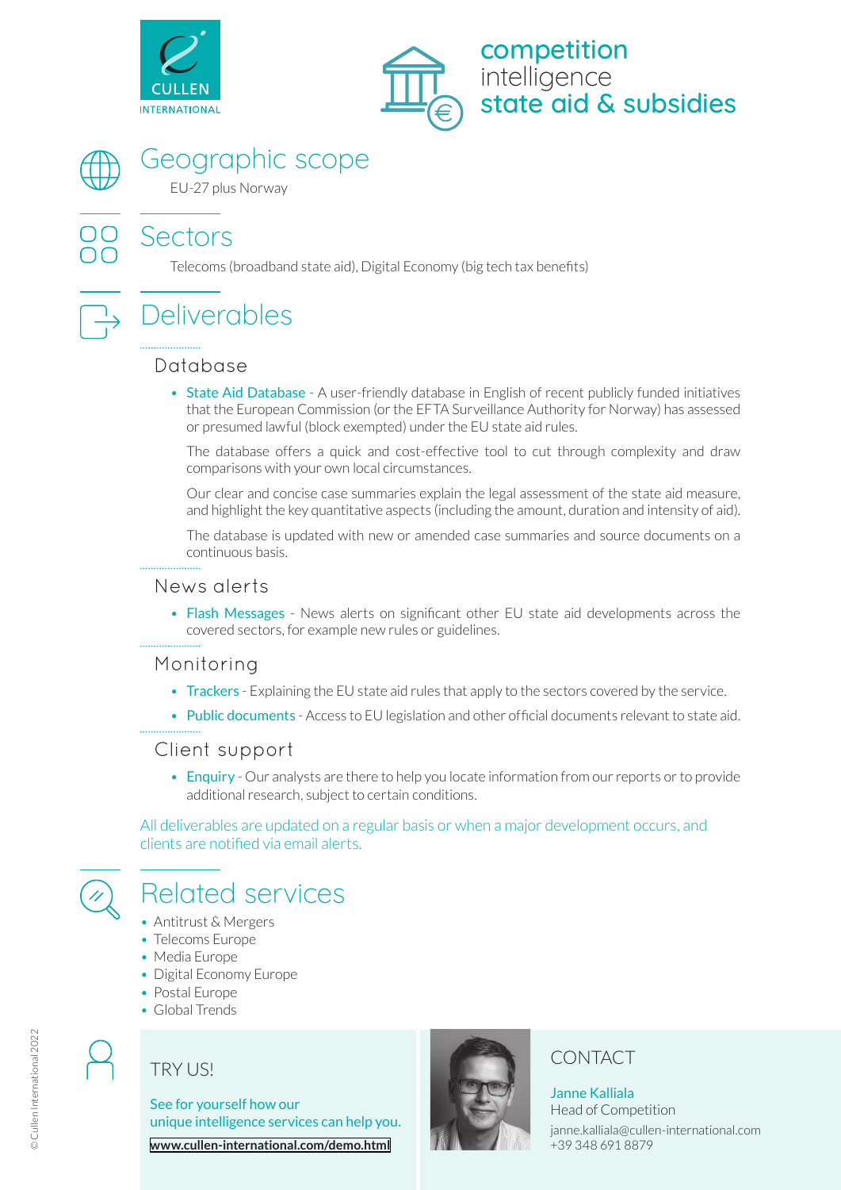CULLEN INTERNATIONAL

# competition intelligence state aid & subsidies

## Geographic scope

EU-27 plus Norway

## Sectors

Telecoms (broadband state aid), Digital Economy (big tech tax benefits)

## Deliverables

### Database

- State Aid Database - A user-friendly database in English of recent publicly funded initiatives that the European Commission (or the EFTA Surveillance Authority for Norway) has assessed or presumed lawful (block exempted) under the EU state aid rules.

  The database offers a quick and cost-effective tool to cut through complexity and draw comparisons with your own local circumstances.

  Our clear and concise case summaries explain the legal assessment of the state aid measure, and highlight the key quantitative aspects (including the amount, duration and intensity of aid).

  The database is updated with new or amended case summaries and source documents on a continuous basis.

### News alerts

- Flash Messages - News alerts on significant other EU state aid developments across the covered sectors, for example new rules or guidelines.

### Monitoring

- Trackers - Explaining the EU state aid rules that apply to the sectors covered by the service.
- Public documents - Access to EU legislation and other official documents relevant to state aid.

### Client support

- Enquiry - Our analysts are there to help you locate information from our reports or to provide additional research, subject to certain conditions.

All deliverables are updated on a regular basis or when a major development occurs, and clients are notified via email alerts.

## Related services

- Antitrust & Mergers
- Telecoms Europe
- Media Europe
- Digital Economy Europe
- Postal Europe
- Global Trends

TRY US!

See for yourself how our unique intelligence services can help you.

www.cullen-international.com/demo.html

CONTACT

Janne Kalliala
Head of Competition
janne.kalliala@cullen-international.com
+39 348 691 8879

© Cullen International 2022